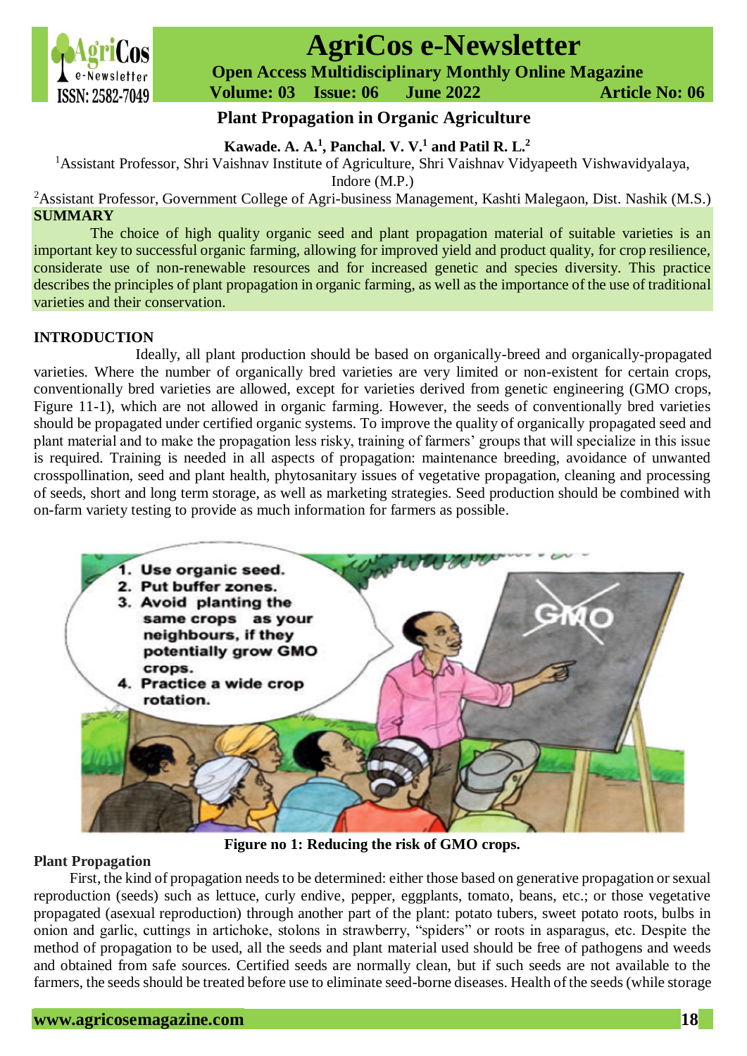# Plant Propagation in Organic Agriculture

**Kawade. A. A.[1], Panchal. V. V.[1] and Patil R. L.[2]**

[1]Assistant Professor, Shri Vaishnav Institute of Agriculture, Shri Vaishnav Vidyapeeth Vishwavidyalaya, Indore (M.P.)

[2]Assistant Professor, Government College of Agri-business Management, Kashti Malegaon, Dist. Nashik (M.S.)

## SUMMARY

The choice of high quality organic seed and plant propagation material of suitable varieties is an important key to successful organic farming, allowing for improved yield and product quality, for crop resilience, considerate use of non-renewable resources and for increased genetic and species diversity. This practice describes the principles of plant propagation in organic farming, as well as the importance of the use of traditional varieties and their conservation.

## INTRODUCTION

Ideally, all plant production should be based on organically-breed and organically-propagated varieties. Where the number of organically bred varieties are very limited or non-existent for certain crops, conventionally bred varieties are allowed, except for varieties derived from genetic engineering (GMO crops, Figure 11-1), which are not allowed in organic farming. However, the seeds of conventionally bred varieties should be propagated under certified organic systems. To improve the quality of organically propagated seed and plant material and to make the propagation less risky, training of farmers' groups that will specialize in this issue is required. Training is needed in all aspects of propagation: maintenance breeding, avoidance of unwanted crosspollination, seed and plant health, phytosanitary issues of vegetative propagation, cleaning and processing of seeds, short and long term storage, as well as marketing strategies. Seed production should be combined with on-farm variety testing to provide as much information for farmers as possible.

**Figure no 1: Reducing the risk of GMO crops.**

### Plant Propagation

First, the kind of propagation needs to be determined: either those based on generative propagation or sexual reproduction (seeds) such as lettuce, curly endive, pepper, eggplants, tomato, beans, etc.; or those vegetative propagated (asexual reproduction) through another part of the plant: potato tubers, sweet potato roots, bulbs in onion and garlic, cuttings in artichoke, stolons in strawberry, "spiders" or roots in asparagus, etc. Despite the method of propagation to be used, all the seeds and plant material used should be free of pathogens and weeds and obtained from safe sources. Certified seeds are normally clean, but if such seeds are not available to the farmers, the seeds should be treated before use to eliminate seed-borne diseases. Health of the seeds (while storage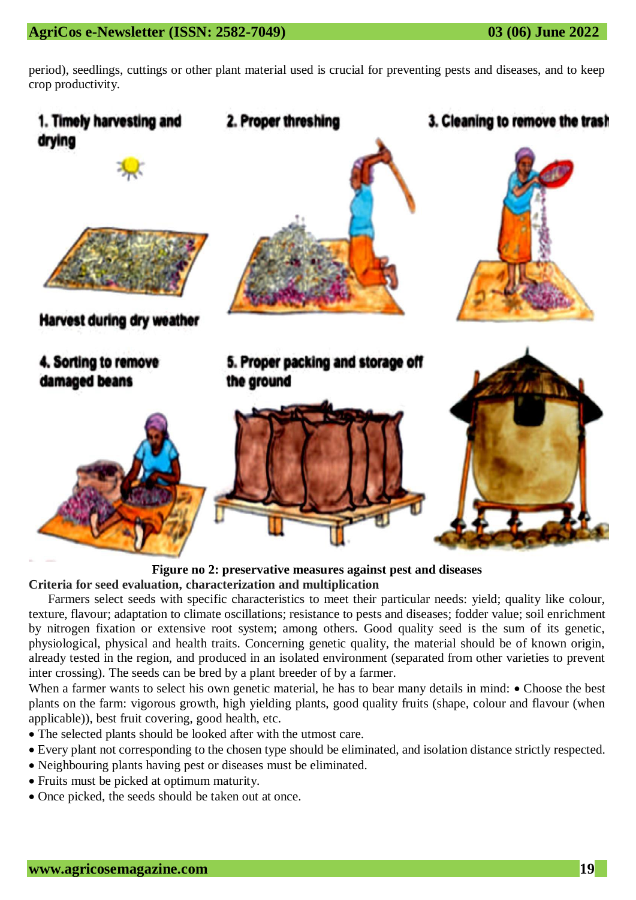period), seedlings, cuttings or other plant material used is crucial for preventing pests and diseases, and to keep crop productivity.

**Figure no 2: preservative measures against pest and diseases**

**Criteria for seed evaluation, characterization and multiplication**

Farmers select seeds with specific characteristics to meet their particular needs: yield; quality like colour, texture, flavour; adaptation to climate oscillations; resistance to pests and diseases; fodder value; soil enrichment by nitrogen fixation or extensive root system; among others. Good quality seed is the sum of its genetic, physiological, physical and health traits. Concerning genetic quality, the material should be of known origin, already tested in the region, and produced in an isolated environment (separated from other varieties to prevent inter crossing). The seeds can be bred by a plant breeder of by a farmer.

When a farmer wants to select his own genetic material, he has to bear many details in mind:

- Choose the best plants on the farm: vigorous growth, high yielding plants, good quality fruits (shape, colour and flavour (when applicable)), best fruit covering, good health, etc.
- The selected plants should be looked after with the utmost care.
- Every plant not corresponding to the chosen type should be eliminated, and isolation distance strictly respected.
- Neighbouring plants having pest or diseases must be eliminated.
- Fruits must be picked at optimum maturity.
- Once picked, the seeds should be taken out at once.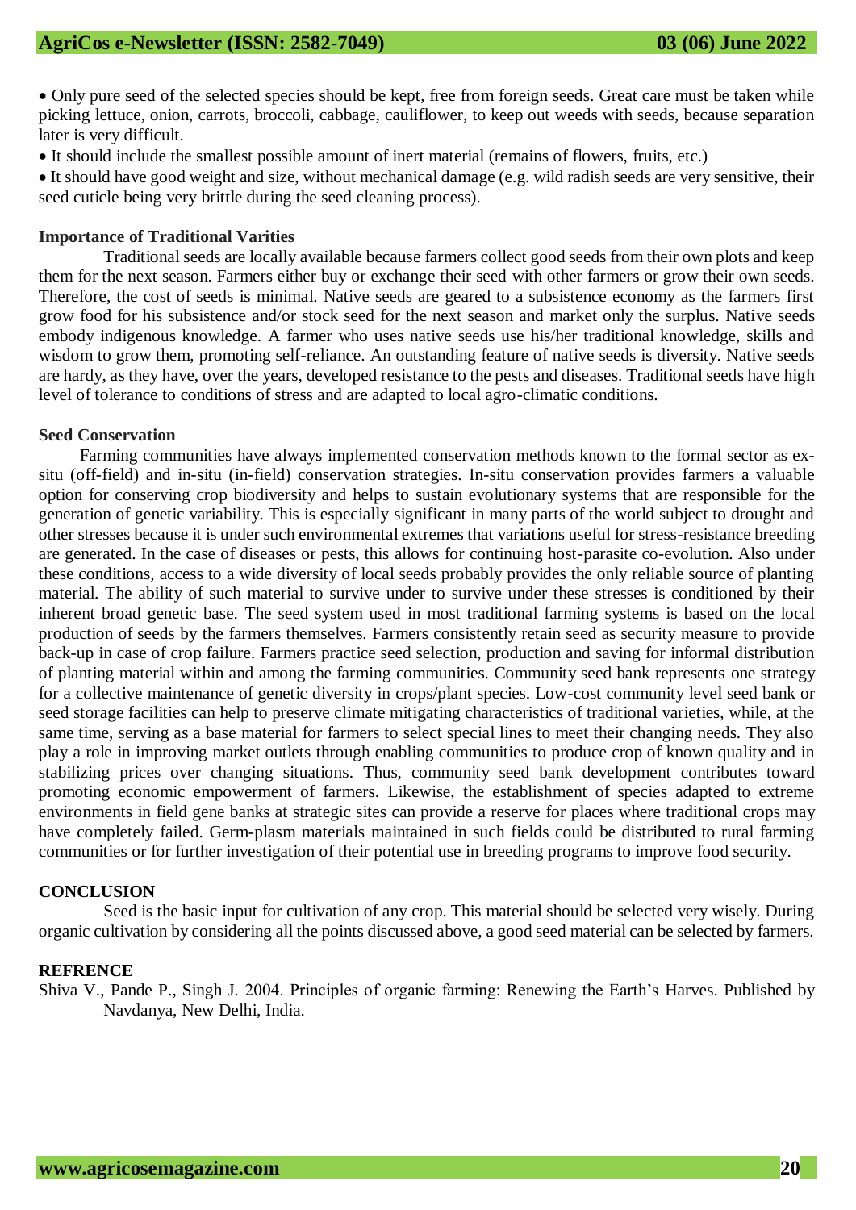- Only pure seed of the selected species should be kept, free from foreign seeds. Great care must be taken while picking lettuce, onion, carrots, broccoli, cabbage, cauliflower, to keep out weeds with seeds, because separation later is very difficult.
- It should include the smallest possible amount of inert material (remains of flowers, fruits, etc.)
- It should have good weight and size, without mechanical damage (e.g. wild radish seeds are very sensitive, their seed cuticle being very brittle during the seed cleaning process).

**Importance of Traditional Varities**

Traditional seeds are locally available because farmers collect good seeds from their own plots and keep them for the next season. Farmers either buy or exchange their seed with other farmers or grow their own seeds. Therefore, the cost of seeds is minimal. Native seeds are geared to a subsistence economy as the farmers first grow food for his subsistence and/or stock seed for the next season and market only the surplus. Native seeds embody indigenous knowledge. A farmer who uses native seeds use his/her traditional knowledge, skills and wisdom to grow them, promoting self-reliance. An outstanding feature of native seeds is diversity. Native seeds are hardy, as they have, over the years, developed resistance to the pests and diseases. Traditional seeds have high level of tolerance to conditions of stress and are adapted to local agro-climatic conditions.

**Seed Conservation**

Farming communities have always implemented conservation methods known to the formal sector as ex-situ (off-field) and in-situ (in-field) conservation strategies. In-situ conservation provides farmers a valuable option for conserving crop biodiversity and helps to sustain evolutionary systems that are responsible for the generation of genetic variability. This is especially significant in many parts of the world subject to drought and other stresses because it is under such environmental extremes that variations useful for stress-resistance breeding are generated. In the case of diseases or pests, this allows for continuing host-parasite co-evolution. Also under these conditions, access to a wide diversity of local seeds probably provides the only reliable source of planting material. The ability of such material to survive under to survive under these stresses is conditioned by their inherent broad genetic base. The seed system used in most traditional farming systems is based on the local production of seeds by the farmers themselves. Farmers consistently retain seed as security measure to provide back-up in case of crop failure. Farmers practice seed selection, production and saving for informal distribution of planting material within and among the farming communities. Community seed bank represents one strategy for a collective maintenance of genetic diversity in crops/plant species. Low-cost community level seed bank or seed storage facilities can help to preserve climate mitigating characteristics of traditional varieties, while, at the same time, serving as a base material for farmers to select special lines to meet their changing needs. They also play a role in improving market outlets through enabling communities to produce crop of known quality and in stabilizing prices over changing situations. Thus, community seed bank development contributes toward promoting economic empowerment of farmers. Likewise, the establishment of species adapted to extreme environments in field gene banks at strategic sites can provide a reserve for places where traditional crops may have completely failed. Germ-plasm materials maintained in such fields could be distributed to rural farming communities or for further investigation of their potential use in breeding programs to improve food security.

**CONCLUSION**

Seed is the basic input for cultivation of any crop. This material should be selected very wisely. During organic cultivation by considering all the points discussed above, a good seed material can be selected by farmers.

**REFRENCE**

Shiva V., Pande P., Singh J. 2004. Principles of organic farming: Renewing the Earth's Harves. Published by Navdanya, New Delhi, India.